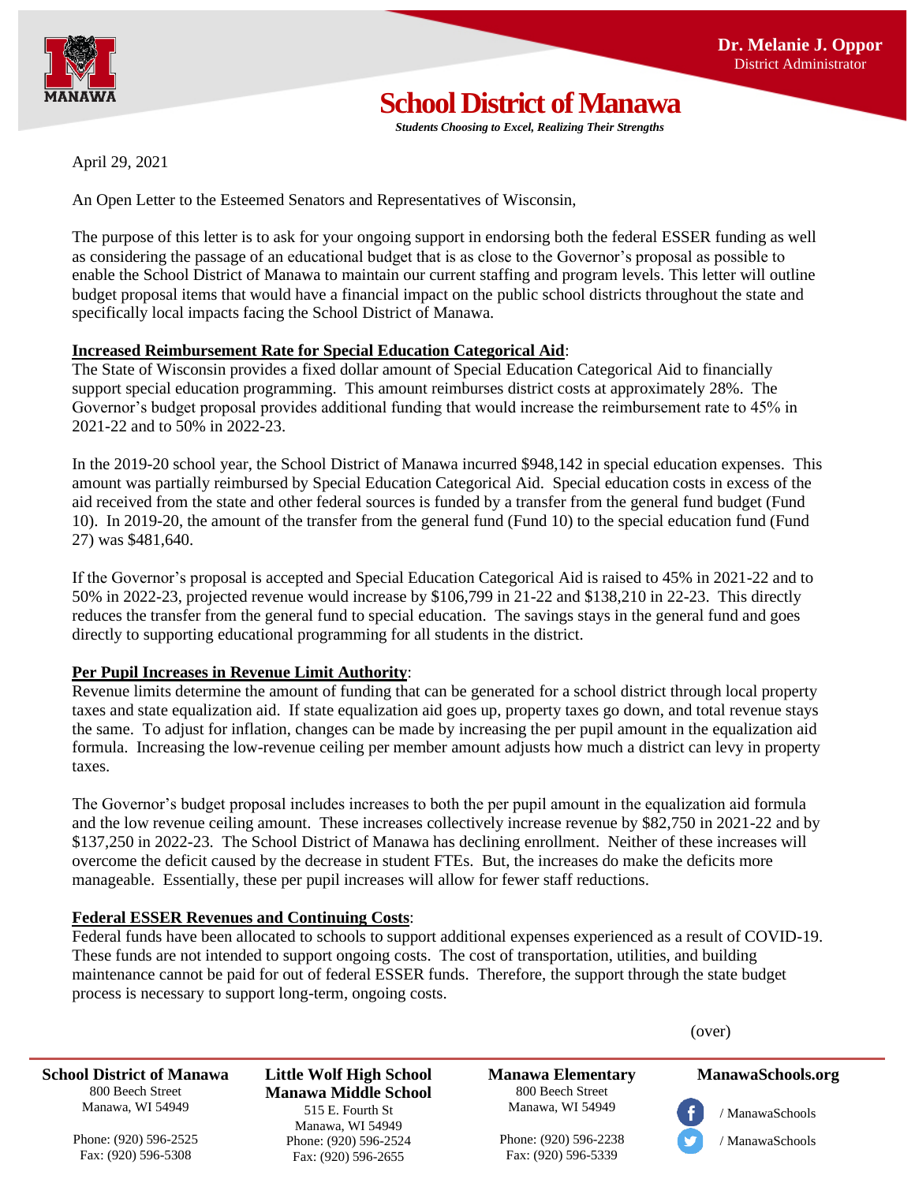**Dr. Melanie J. Oppor**
District Administrator

# School District of Manawa

***Students Choosing to Excel, Realizing Their Strengths***

April 29, 2021

An Open Letter to the Esteemed Senators and Representatives of Wisconsin,

The purpose of this letter is to ask for your ongoing support in endorsing both the federal ESSER funding as well as considering the passage of an educational budget that is as close to the Governor's proposal as possible to enable the School District of Manawa to maintain our current staffing and program levels. This letter will outline budget proposal items that would have a financial impact on the public school districts throughout the state and specifically local impacts facing the School District of Manawa.

**Increased Reimbursement Rate for Special Education Categorical Aid**:

The State of Wisconsin provides a fixed dollar amount of Special Education Categorical Aid to financially support special education programming. This amount reimburses district costs at approximately 28%. The Governor's budget proposal provides additional funding that would increase the reimbursement rate to 45% in 2021-22 and to 50% in 2022-23.

In the 2019-20 school year, the School District of Manawa incurred $948,142 in special education expenses. This amount was partially reimbursed by Special Education Categorical Aid. Special education costs in excess of the aid received from the state and other federal sources is funded by a transfer from the general fund budget (Fund 10). In 2019-20, the amount of the transfer from the general fund (Fund 10) to the special education fund (Fund 27) was $481,640.

If the Governor's proposal is accepted and Special Education Categorical Aid is raised to 45% in 2021-22 and to 50% in 2022-23, projected revenue would increase by $106,799 in 21-22 and $138,210 in 22-23. This directly reduces the transfer from the general fund to special education. The savings stays in the general fund and goes directly to supporting educational programming for all students in the district.

**Per Pupil Increases in Revenue Limit Authority**:

Revenue limits determine the amount of funding that can be generated for a school district through local property taxes and state equalization aid. If state equalization aid goes up, property taxes go down, and total revenue stays the same. To adjust for inflation, changes can be made by increasing the per pupil amount in the equalization aid formula. Increasing the low-revenue ceiling per member amount adjusts how much a district can levy in property taxes.

The Governor's budget proposal includes increases to both the per pupil amount in the equalization aid formula and the low revenue ceiling amount. These increases collectively increase revenue by $82,750 in 2021-22 and by $137,250 in 2022-23. The School District of Manawa has declining enrollment. Neither of these increases will overcome the deficit caused by the decrease in student FTEs. But, the increases do make the deficits more manageable. Essentially, these per pupil increases will allow for fewer staff reductions.

**Federal ESSER Revenues and Continuing Costs**:

Federal funds have been allocated to schools to support additional expenses experienced as a result of COVID-19. These funds are not intended to support ongoing costs. The cost of transportation, utilities, and building maintenance cannot be paid for out of federal ESSER funds. Therefore, the support through the state budget process is necessary to support long-term, ongoing costs.

(over)

**School District of Manawa**
800 Beech Street
Manawa, WI 54949
Phone: (920) 596-2525
Fax: (920) 596-5308

**Little Wolf High School**
**Manawa Middle School**
515 E. Fourth St
Manawa, WI 54949
Phone: (920) 596-2524
Fax: (920) 596-2655

**Manawa Elementary**
800 Beech Street
Manawa, WI 54949
Phone: (920) 596-2238
Fax: (920) 596-5339

**ManawaSchools.org**
/ ManawaSchools
/ ManawaSchools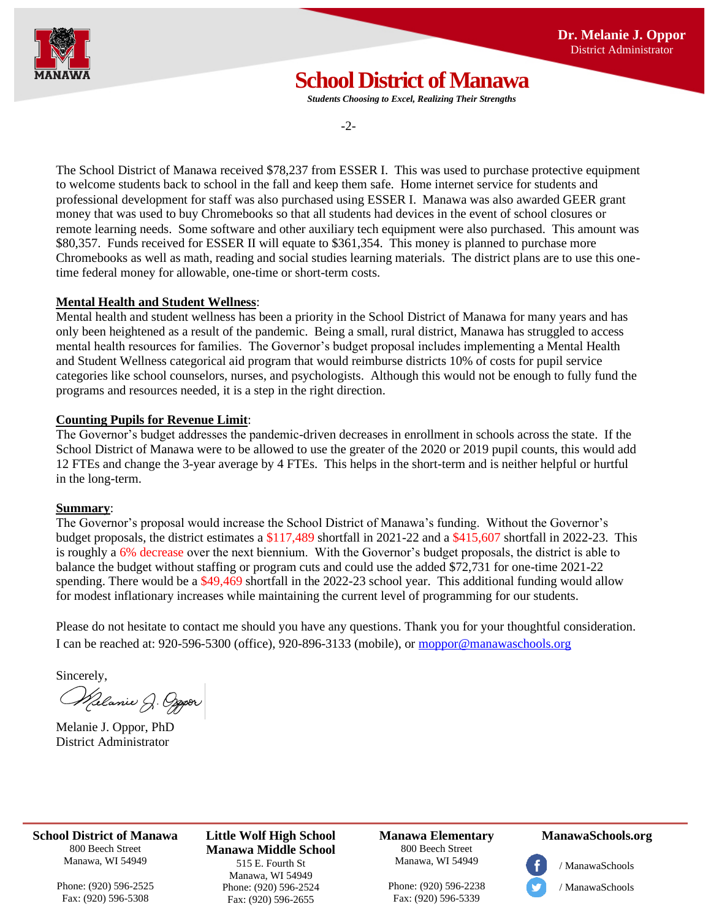The School District of Manawa received $78,237 from ESSER I. This was used to purchase protective equipment to welcome students back to school in the fall and keep them safe. Home internet service for students and professional development for staff was also purchased using ESSER I. Manawa was also awarded GEER grant money that was used to buy Chromebooks so that all students had devices in the event of school closures or remote learning needs. Some software and other auxiliary tech equipment were also purchased. This amount was $80,357. Funds received for ESSER II will equate to $361,354. This money is planned to purchase more Chromebooks as well as math, reading and social studies learning materials. The district plans are to use this one-time federal money for allowable, one-time or short-term costs.

**Mental Health and Student Wellness**:
Mental health and student wellness has been a priority in the School District of Manawa for many years and has only been heightened as a result of the pandemic. Being a small, rural district, Manawa has struggled to access mental health resources for families. The Governor's budget proposal includes implementing a Mental Health and Student Wellness categorical aid program that would reimburse districts 10% of costs for pupil service categories like school counselors, nurses, and psychologists. Although this would not be enough to fully fund the programs and resources needed, it is a step in the right direction.

**Counting Pupils for Revenue Limit**:
The Governor's budget addresses the pandemic-driven decreases in enrollment in schools across the state. If the School District of Manawa were to be allowed to use the greater of the 2020 or 2019 pupil counts, this would add 12 FTEs and change the 3-year average by 4 FTEs. This helps in the short-term and is neither helpful or hurtful in the long-term.

**Summary**:
The Governor's proposal would increase the School District of Manawa's funding. Without the Governor's budget proposals, the district estimates a $117,489 shortfall in 2021-22 and a $415,607 shortfall in 2022-23. This is roughly a 6% decrease over the next biennium. With the Governor's budget proposals, the district is able to balance the budget without staffing or program cuts and could use the added $72,731 for one-time 2021-22 spending. There would be a $49,469 shortfall in the 2022-23 school year. This additional funding would allow for modest inflationary increases while maintaining the current level of programming for our students.

Please do not hesitate to contact me should you have any questions. Thank you for your thoughtful consideration. I can be reached at: 920-596-5300 (office), 920-896-3133 (mobile), or moppor@manawaschools.org

Sincerely,

Melanie J. Oppor, PhD
District Administrator